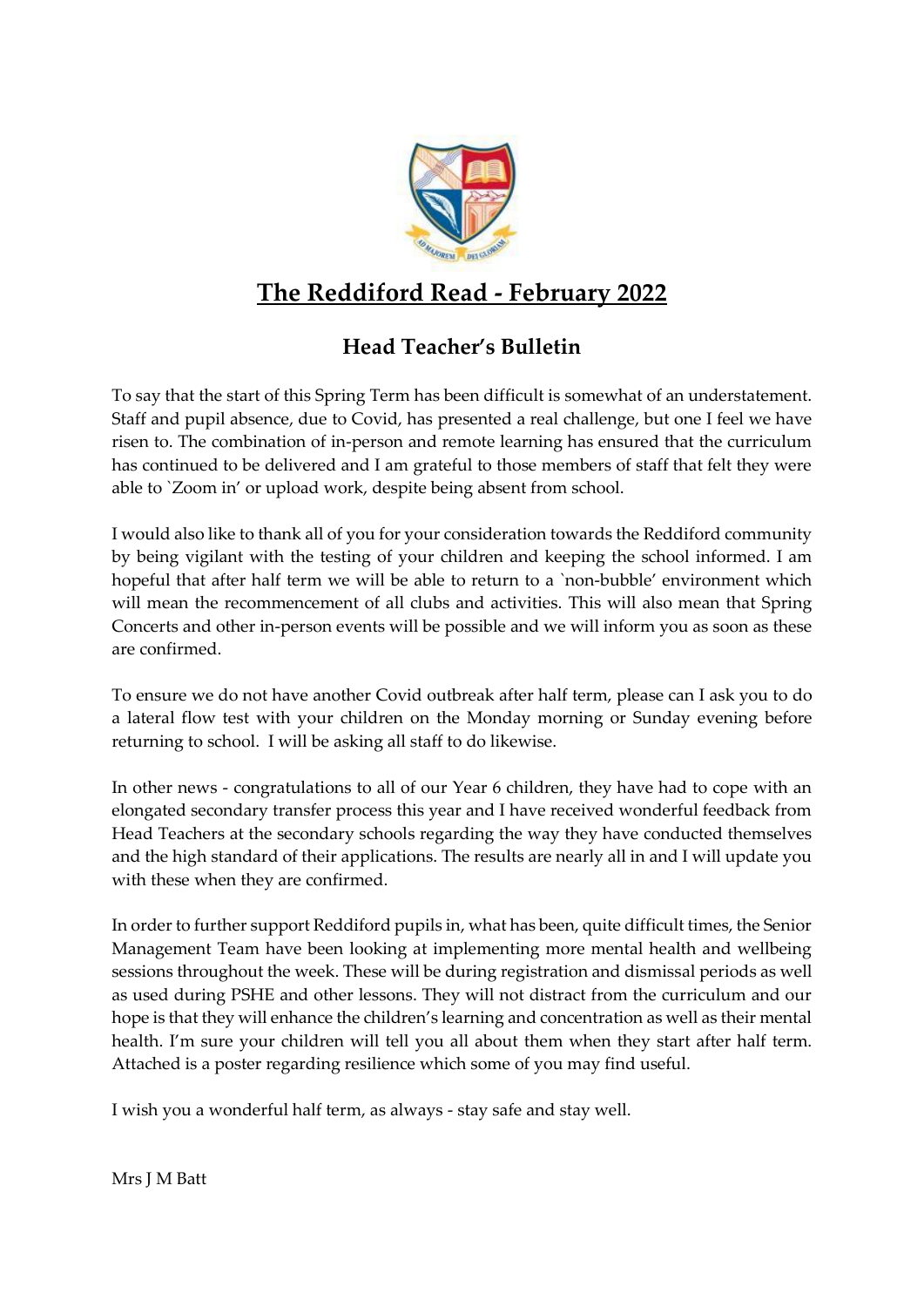# The Reddiford Read - February 2022

## Head Teacher's Bulletin

To say that the start of this Spring Term has been difficult is somewhat of an understatement. Staff and pupil absence, due to Covid, has presented a real challenge, but one I feel we have risen to. The combination of in-person and remote learning has ensured that the curriculum has continued to be delivered and I am grateful to those members of staff that felt they were able to `Zoom in' or upload work, despite being absent from school.

I would also like to thank all of you for your consideration towards the Reddiford community by being vigilant with the testing of your children and keeping the school informed. I am hopeful that after half term we will be able to return to a `non-bubble' environment which will mean the recommencement of all clubs and activities. This will also mean that Spring Concerts and other in-person events will be possible and we will inform you as soon as these are confirmed.

To ensure we do not have another Covid outbreak after half term, please can I ask you to do a lateral flow test with your children on the Monday morning or Sunday evening before returning to school. I will be asking all staff to do likewise.

In other news - congratulations to all of our Year 6 children, they have had to cope with an elongated secondary transfer process this year and I have received wonderful feedback from Head Teachers at the secondary schools regarding the way they have conducted themselves and the high standard of their applications. The results are nearly all in and I will update you with these when they are confirmed.

In order to further support Reddiford pupils in, what has been, quite difficult times, the Senior Management Team have been looking at implementing more mental health and wellbeing sessions throughout the week. These will be during registration and dismissal periods as well as used during PSHE and other lessons. They will not distract from the curriculum and our hope is that they will enhance the children's learning and concentration as well as their mental health. I'm sure your children will tell you all about them when they start after half term. Attached is a poster regarding resilience which some of you may find useful.

I wish you a wonderful half term, as always - stay safe and stay well.

Mrs J M Batt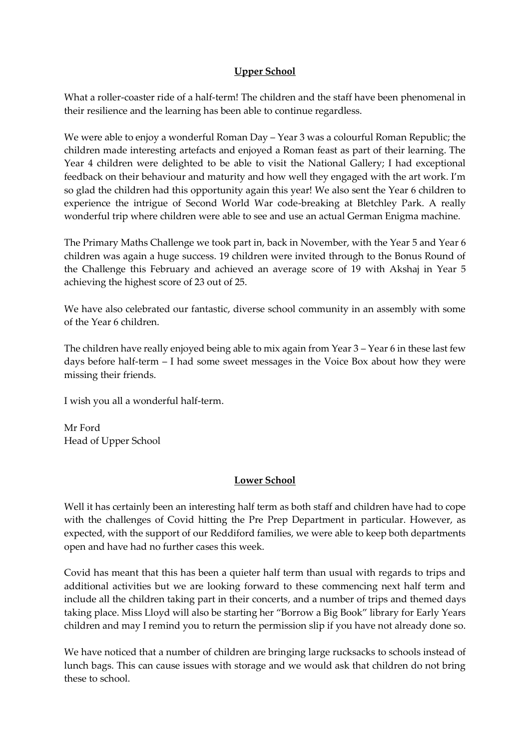## Upper School

What a roller-coaster ride of a half-term! The children and the staff have been phenomenal in their resilience and the learning has been able to continue regardless.

We were able to enjoy a wonderful Roman Day – Year 3 was a colourful Roman Republic; the children made interesting artefacts and enjoyed a Roman feast as part of their learning. The Year 4 children were delighted to be able to visit the National Gallery; I had exceptional feedback on their behaviour and maturity and how well they engaged with the art work. I'm so glad the children had this opportunity again this year! We also sent the Year 6 children to experience the intrigue of Second World War code-breaking at Bletchley Park. A really wonderful trip where children were able to see and use an actual German Enigma machine.

The Primary Maths Challenge we took part in, back in November, with the Year 5 and Year 6 children was again a huge success. 19 children were invited through to the Bonus Round of the Challenge this February and achieved an average score of 19 with Akshaj in Year 5 achieving the highest score of 23 out of 25.

We have also celebrated our fantastic, diverse school community in an assembly with some of the Year 6 children.

The children have really enjoyed being able to mix again from Year 3 – Year 6 in these last few days before half-term – I had some sweet messages in the Voice Box about how they were missing their friends.

I wish you all a wonderful half-term.

Mr Ford
Head of Upper School

## Lower School

Well it has certainly been an interesting half term as both staff and children have had to cope with the challenges of Covid hitting the Pre Prep Department in particular. However, as expected, with the support of our Reddiford families, we were able to keep both departments open and have had no further cases this week.

Covid has meant that this has been a quieter half term than usual with regards to trips and additional activities but we are looking forward to these commencing next half term and include all the children taking part in their concerts, and a number of trips and themed days taking place. Miss Lloyd will also be starting her "Borrow a Big Book" library for Early Years children and may I remind you to return the permission slip if you have not already done so.

We have noticed that a number of children are bringing large rucksacks to schools instead of lunch bags. This can cause issues with storage and we would ask that children do not bring these to school.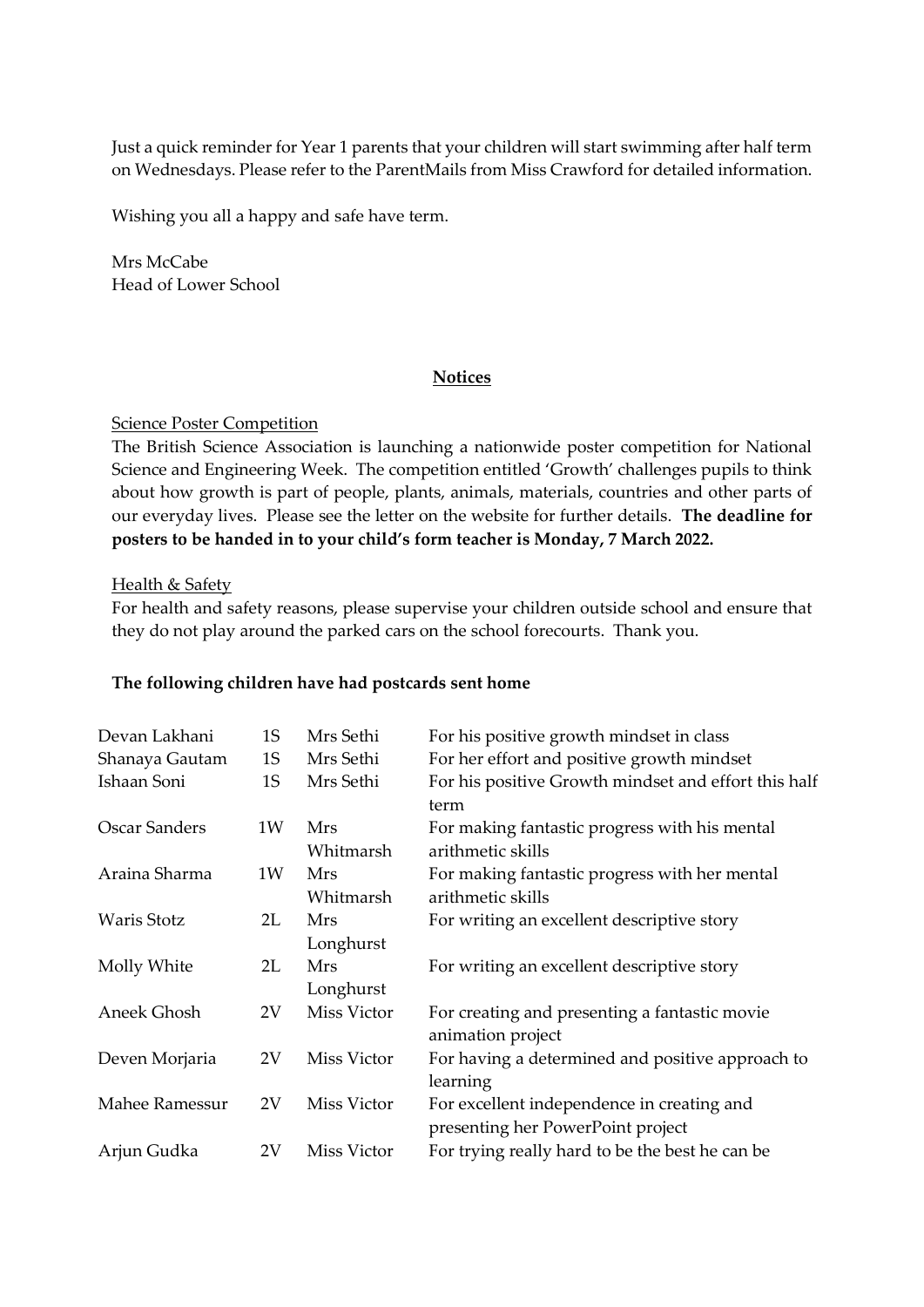Just a quick reminder for Year 1 parents that your children will start swimming after half term on Wednesdays. Please refer to the ParentMails from Miss Crawford for detailed information.

Wishing you all a happy and safe have term.

Mrs McCabe
Head of Lower School

## Notices

Science Poster Competition

The British Science Association is launching a nationwide poster competition for National Science and Engineering Week. The competition entitled 'Growth' challenges pupils to think about how growth is part of people, plants, animals, materials, countries and other parts of our everyday lives. Please see the letter on the website for further details. **The deadline for posters to be handed in to your child's form teacher is Monday, 7 March 2022.**

Health & Safety

For health and safety reasons, please supervise your children outside school and ensure that they do not play around the parked cars on the school forecourts. Thank you.

**The following children have had postcards sent home**

| | | | |
|---|---|---|---|
| Devan Lakhani | 1S | Mrs Sethi | For his positive growth mindset in class |
| Shanaya Gautam | 1S | Mrs Sethi | For her effort and positive growth mindset |
| Ishaan Soni | 1S | Mrs Sethi | For his positive Growth mindset and effort this half term |
| Oscar Sanders | 1W | Mrs Whitmarsh | For making fantastic progress with his mental arithmetic skills |
| Araina Sharma | 1W | Mrs Whitmarsh | For making fantastic progress with her mental arithmetic skills |
| Waris Stotz | 2L | Mrs Longhurst | For writing an excellent descriptive story |
| Molly White | 2L | Mrs Longhurst | For writing an excellent descriptive story |
| Aneek Ghosh | 2V | Miss Victor | For creating and presenting a fantastic movie animation project |
| Deven Morjaria | 2V | Miss Victor | For having a determined and positive approach to learning |
| Mahee Ramessur | 2V | Miss Victor | For excellent independence in creating and presenting her PowerPoint project |
| Arjun Gudka | 2V | Miss Victor | For trying really hard to be the best he can be |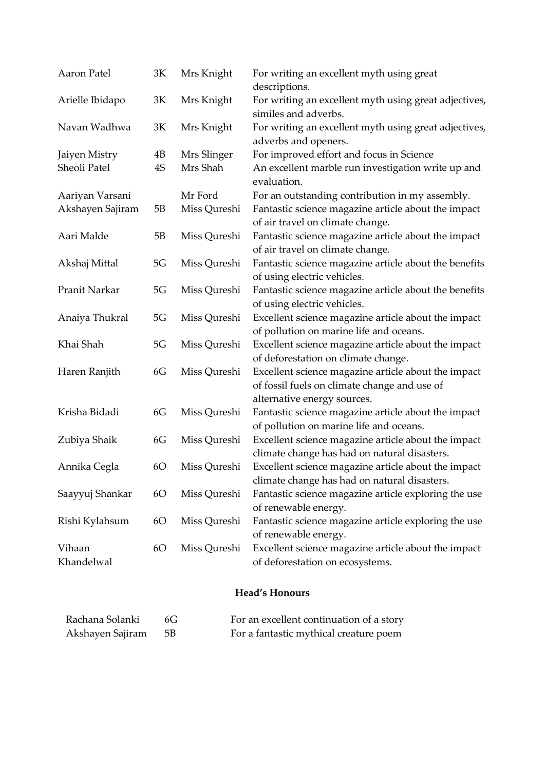| | | | |
|---|---|---|---|
| Aaron Patel | 3K | Mrs Knight | For writing an excellent myth using great descriptions. |
| Arielle Ibidapo | 3K | Mrs Knight | For writing an excellent myth using great adjectives, similes and adverbs. |
| Navan Wadhwa | 3K | Mrs Knight | For writing an excellent myth using great adjectives, adverbs and openers. |
| Jaiyen Mistry | 4B | Mrs Slinger | For improved effort and focus in Science |
| Sheoli Patel | 4S | Mrs Shah | An excellent marble run investigation write up and evaluation. |
| Aariyan Varsani | | Mr Ford | For an outstanding contribution in my assembly. |
| Akshayen Sajiram | 5B | Miss Qureshi | Fantastic science magazine article about the impact of air travel on climate change. |
| Aari Malde | 5B | Miss Qureshi | Fantastic science magazine article about the impact of air travel on climate change. |
| Akshaj Mittal | 5G | Miss Qureshi | Fantastic science magazine article about the benefits of using electric vehicles. |
| Pranit Narkar | 5G | Miss Qureshi | Fantastic science magazine article about the benefits of using electric vehicles. |
| Anaiya Thukral | 5G | Miss Qureshi | Excellent science magazine article about the impact of pollution on marine life and oceans. |
| Khai Shah | 5G | Miss Qureshi | Excellent science magazine article about the impact of deforestation on climate change. |
| Haren Ranjith | 6G | Miss Qureshi | Excellent science magazine article about the impact of fossil fuels on climate change and use of alternative energy sources. |
| Krisha Bidadi | 6G | Miss Qureshi | Fantastic science magazine article about the impact of pollution on marine life and oceans. |
| Zubiya Shaik | 6G | Miss Qureshi | Excellent science magazine article about the impact climate change has had on natural disasters. |
| Annika Cegla | 6O | Miss Qureshi | Excellent science magazine article about the impact climate change has had on natural disasters. |
| Saayyuj Shankar | 6O | Miss Qureshi | Fantastic science magazine article exploring the use of renewable energy. |
| Rishi Kylahsum | 6O | Miss Qureshi | Fantastic science magazine article exploring the use of renewable energy. |
| Vihaan Khandelwal | 6O | Miss Qureshi | Excellent science magazine article about the impact of deforestation on ecosystems. |

**Head's Honours**

| | | |
|---|---|---|
| Rachana Solanki | 6G | For an excellent continuation of a story |
| Akshayen Sajiram | 5B | For a fantastic mythical creature poem |